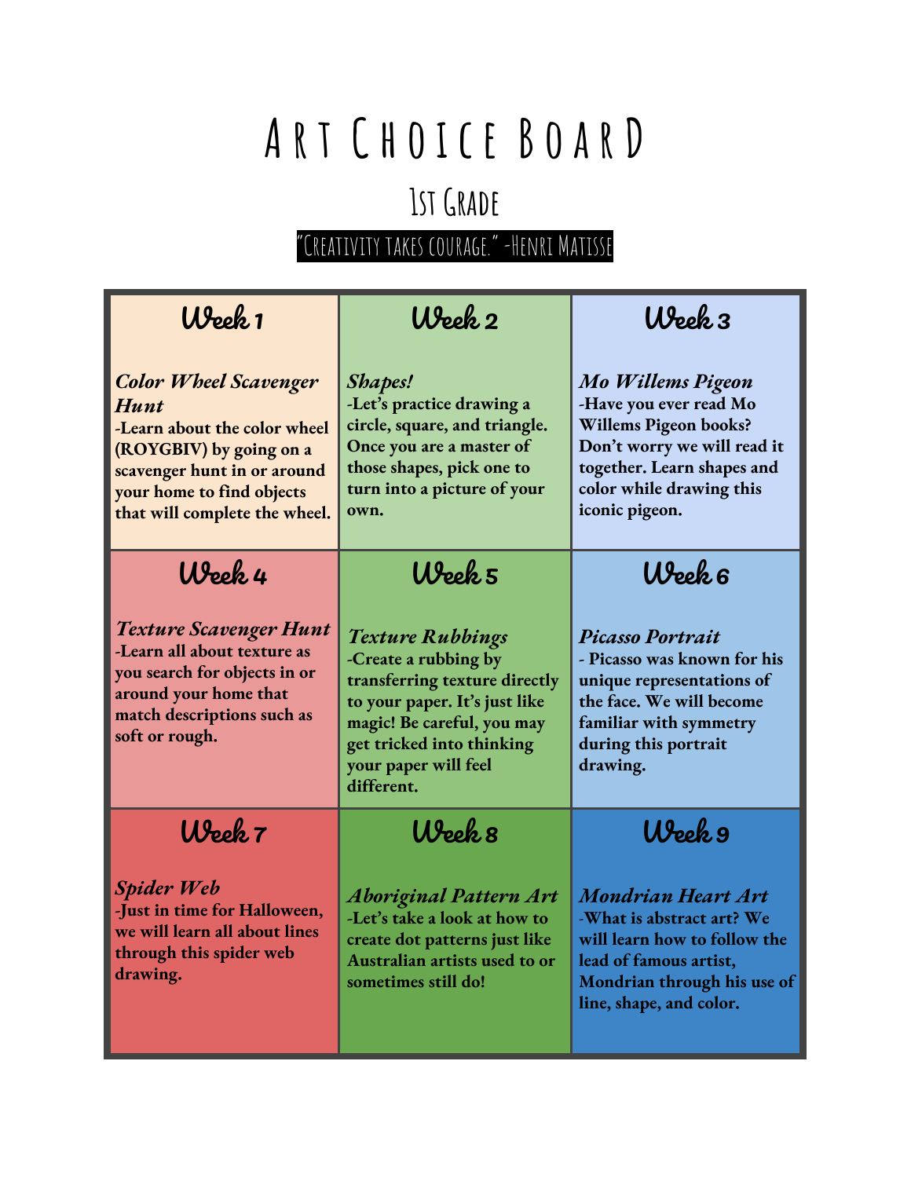# Art Choice Board

## 1st Grade

"Creativity takes courage." -Henri Matisse

| Week 1 | Week 2 | Week 3 |
|---|---|---|
| ***Color Wheel Scavenger Hunt*** **-Learn about the color wheel (ROYGBIV) by going on a scavenger hunt in or around your home to find objects that will complete the wheel.** | ***Shapes!*** **-Let's practice drawing a circle, square, and triangle. Once you are a master of those shapes, pick one to turn into a picture of your own.** | ***Mo Willems Pigeon*** **-Have you ever read Mo Willems Pigeon books? Don't worry we will read it together. Learn shapes and color while drawing this iconic pigeon.** |
| **Week 4** | **Week 5** | **Week 6** |
| ***Texture Scavenger Hunt*** **-Learn all about texture as you search for objects in or around your home that match descriptions such as soft or rough.** | ***Texture Rubbings*** **-Create a rubbing by transferring texture directly to your paper. It's just like magic! Be careful, you may get tricked into thinking your paper will feel different.** | ***Picasso Portrait*** **- Picasso was known for his unique representations of the face. We will become familiar with symmetry during this portrait drawing.** |
| **Week 7** | **Week 8** | **Week 9** |
| ***Spider Web*** **-Just in time for Halloween, we will learn all about lines through this spider web drawing.** | ***Aboriginal Pattern Art*** **-Let's take a look at how to create dot patterns just like Australian artists used to or sometimes still do!** | ***Mondrian Heart Art*** **-What is abstract art? We will learn how to follow the lead of famous artist, Mondrian through his use of line, shape, and color.** |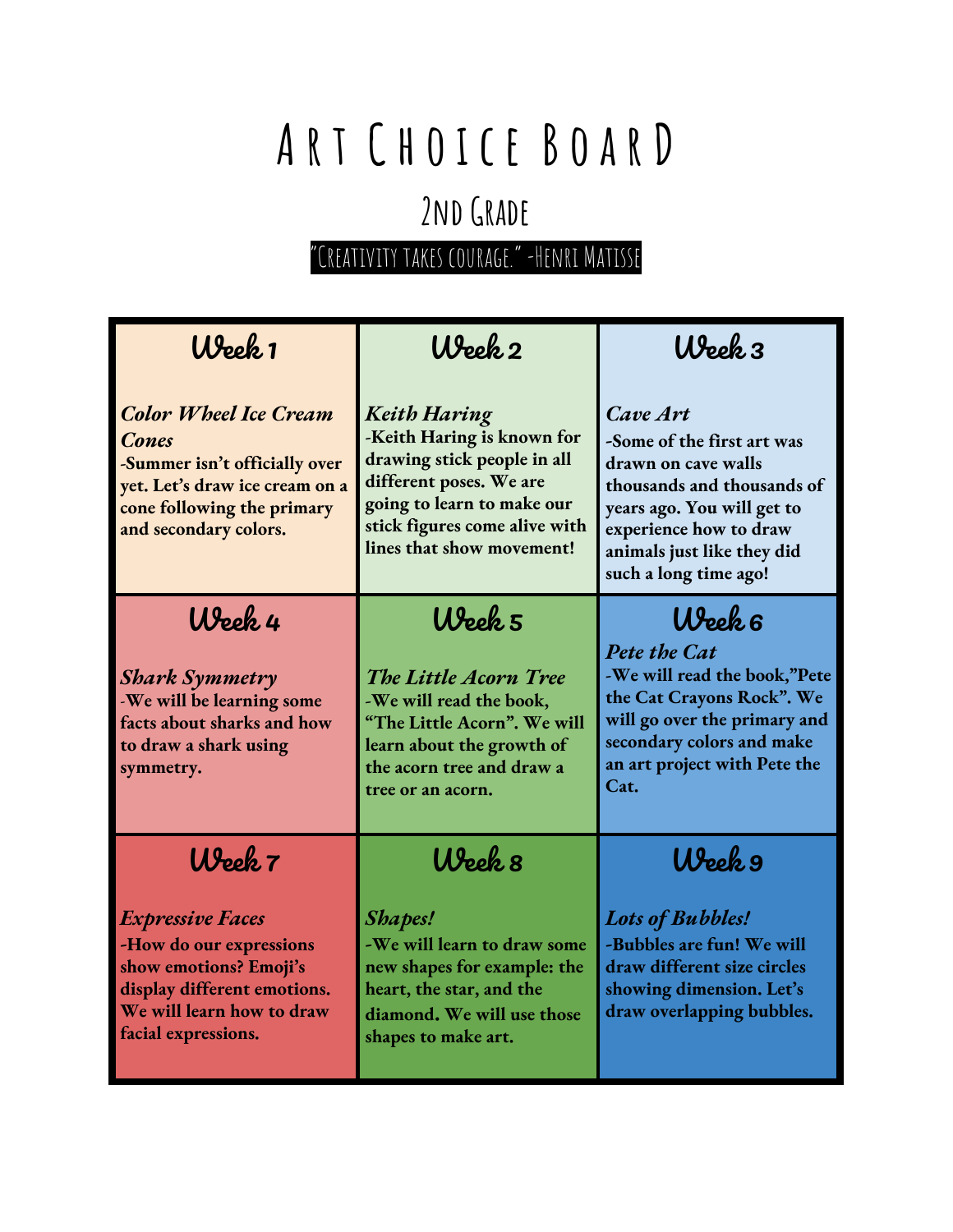# Art Choice Board

## 2nd Grade

"Creativity takes courage." -Henri Matisse

| Week 1 | Week 2 | Week 3 |
| --- | --- | --- |
| ***Color Wheel Ice Cream Cones*** **-Summer isn't officially over yet. Let's draw ice cream on a cone following the primary and secondary colors.** | ***Keith Haring*** **-Keith Haring is known for drawing stick people in all different poses. We are going to learn to make our stick figures come alive with lines that show movement!** | ***Cave Art*** **-Some of the first art was drawn on cave walls thousands and thousands of years ago. You will get to experience how to draw animals just like they did such a long time ago!** |
| **Week 4** | **Week 5** | **Week 6** |
| ***Shark Symmetry*** **-We will be learning some facts about sharks and how to draw a shark using symmetry.** | ***The Little Acorn Tree*** **-We will read the book, "The Little Acorn". We will learn about the growth of the acorn tree and draw a tree or an acorn.** | ***Pete the Cat*** **-We will read the book,"Pete the Cat Crayons Rock". We will go over the primary and secondary colors and make an art project with Pete the Cat.** |
| **Week 7** | **Week 8** | **Week 9** |
| ***Expressive Faces*** **-How do our expressions show emotions? Emoji's display different emotions. We will learn how to draw facial expressions.** | ***Shapes!*** **-We will learn to draw some new shapes for example: the heart, the star, and the diamond. We will use those shapes to make art.** | ***Lots of Bubbles!*** **-Bubbles are fun! We will draw different size circles showing dimension. Let's draw overlapping bubbles.** |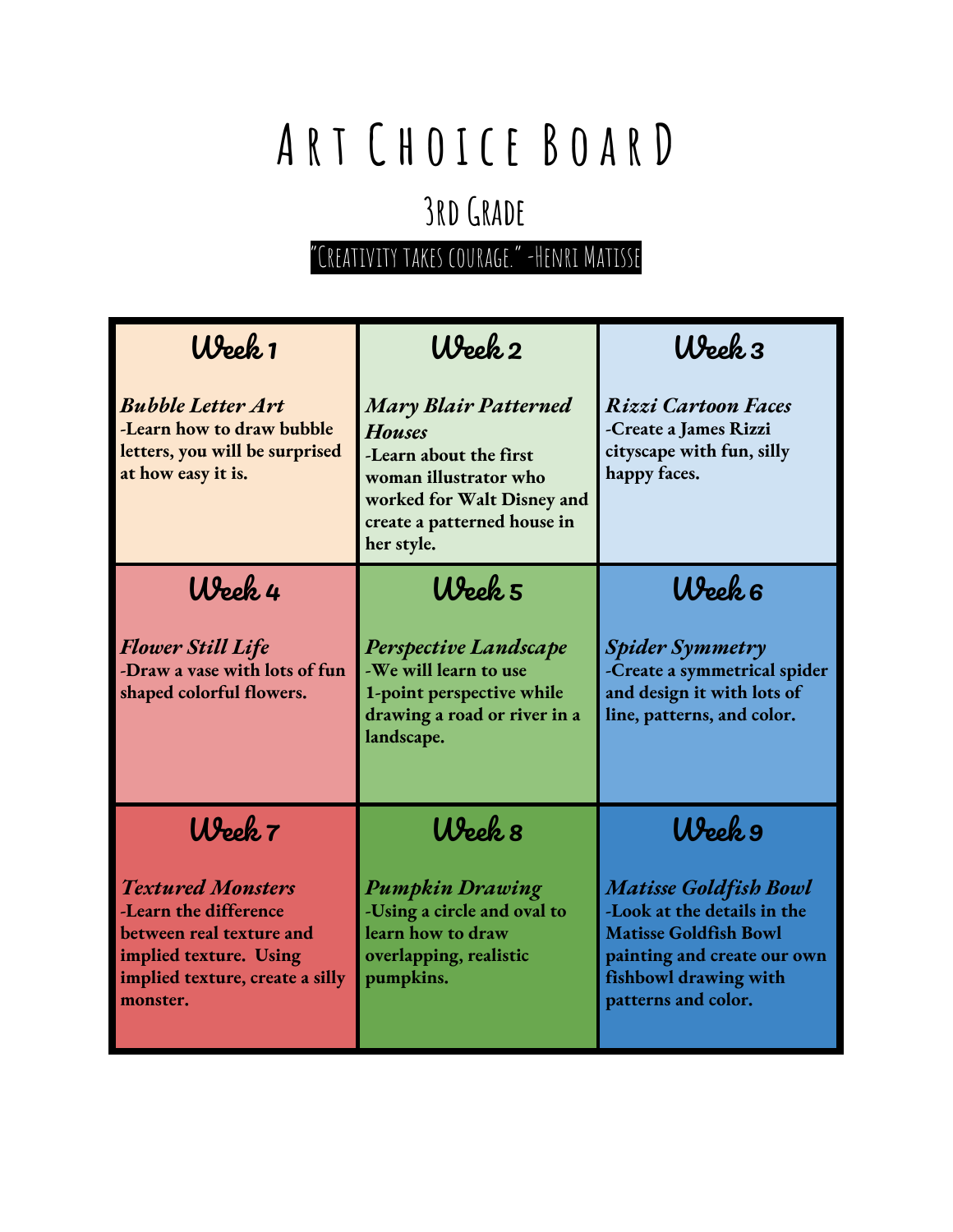# Art Choice Board

## 3rd Grade

"Creativity takes courage." -Henri Matisse

| Week 1 | Week 2 | Week 3 |
|---|---|---|
| ***Bubble Letter Art*** **-Learn how to draw bubble letters, you will be surprised at how easy it is.** | ***Mary Blair Patterned Houses*** **-Learn about the first woman illustrator who worked for Walt Disney and create a patterned house in her style.** | ***Rizzi Cartoon Faces*** **-Create a James Rizzi cityscape with fun, silly happy faces.** |
| **Week 4** | **Week 5** | **Week 6** |
| ***Flower Still Life*** **-Draw a vase with lots of fun shaped colorful flowers.** | ***Perspective Landscape*** **-We will learn to use 1-point perspective while drawing a road or river in a landscape.** | ***Spider Symmetry*** **-Create a symmetrical spider and design it with lots of line, patterns, and color.** |
| **Week 7** | **Week 8** | **Week 9** |
| ***Textured Monsters*** **-Learn the difference between real texture and implied texture. Using implied texture, create a silly monster.** | ***Pumpkin Drawing*** **-Using a circle and oval to learn how to draw overlapping, realistic pumpkins.** | ***Matisse Goldfish Bowl*** **-Look at the details in the Matisse Goldfish Bowl painting and create our own fishbowl drawing with patterns and color.** |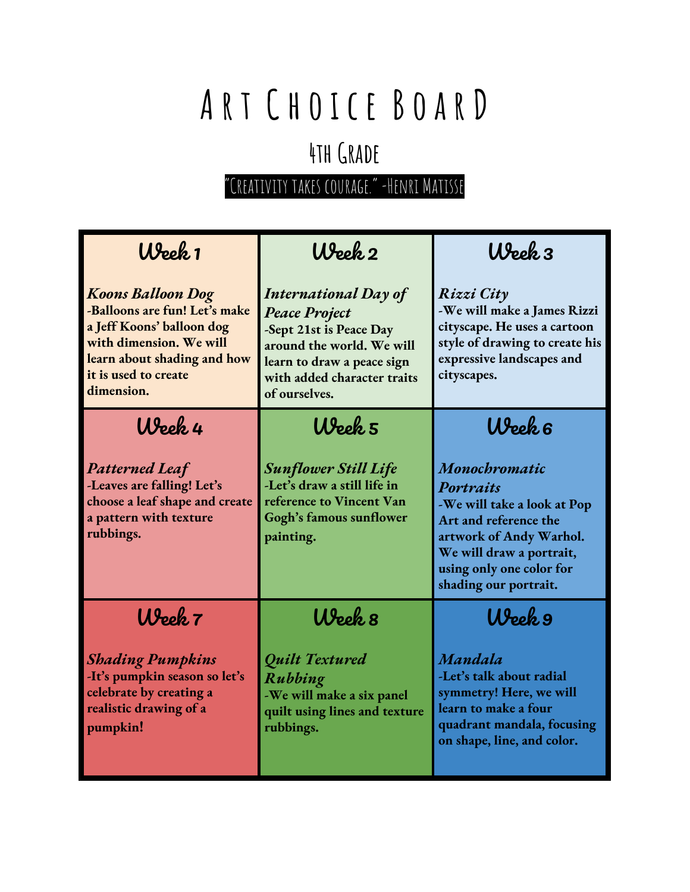# Art Choice Board

## 4th Grade

"Creativity takes courage." -Henri Matisse

| Week 1 | Week 2 | Week 3 |
|---|---|---|
| ***Koons Balloon Dog*** **-Balloons are fun! Let's make a Jeff Koons' balloon dog with dimension. We will learn about shading and how it is used to create dimension.** | ***International Day of Peace Project*** **-Sept 21st is Peace Day around the world. We will learn to draw a peace sign with added character traits of ourselves.** | ***Rizzi City*** **-We will make a James Rizzi cityscape. He uses a cartoon style of drawing to create his expressive landscapes and cityscapes.** |
| **Week 4** | **Week 5** | **Week 6** |
| ***Patterned Leaf*** **-Leaves are falling! Let's choose a leaf shape and create a pattern with texture rubbings.** | ***Sunflower Still Life*** **-Let's draw a still life in reference to Vincent Van Gogh's famous sunflower painting.** | ***Monochromatic Portraits*** **-We will take a look at Pop Art and reference the artwork of Andy Warhol. We will draw a portrait, using only one color for shading our portrait.** |
| **Week 7** | **Week 8** | **Week 9** |
| ***Shading Pumpkins*** **-It's pumpkin season so let's celebrate by creating a realistic drawing of a pumpkin!** | ***Quilt Textured Rubbing*** **-We will make a six panel quilt using lines and texture rubbings.** | ***Mandala*** **-Let's talk about radial symmetry! Here, we will learn to make a four quadrant mandala, focusing on shape, line, and color.** |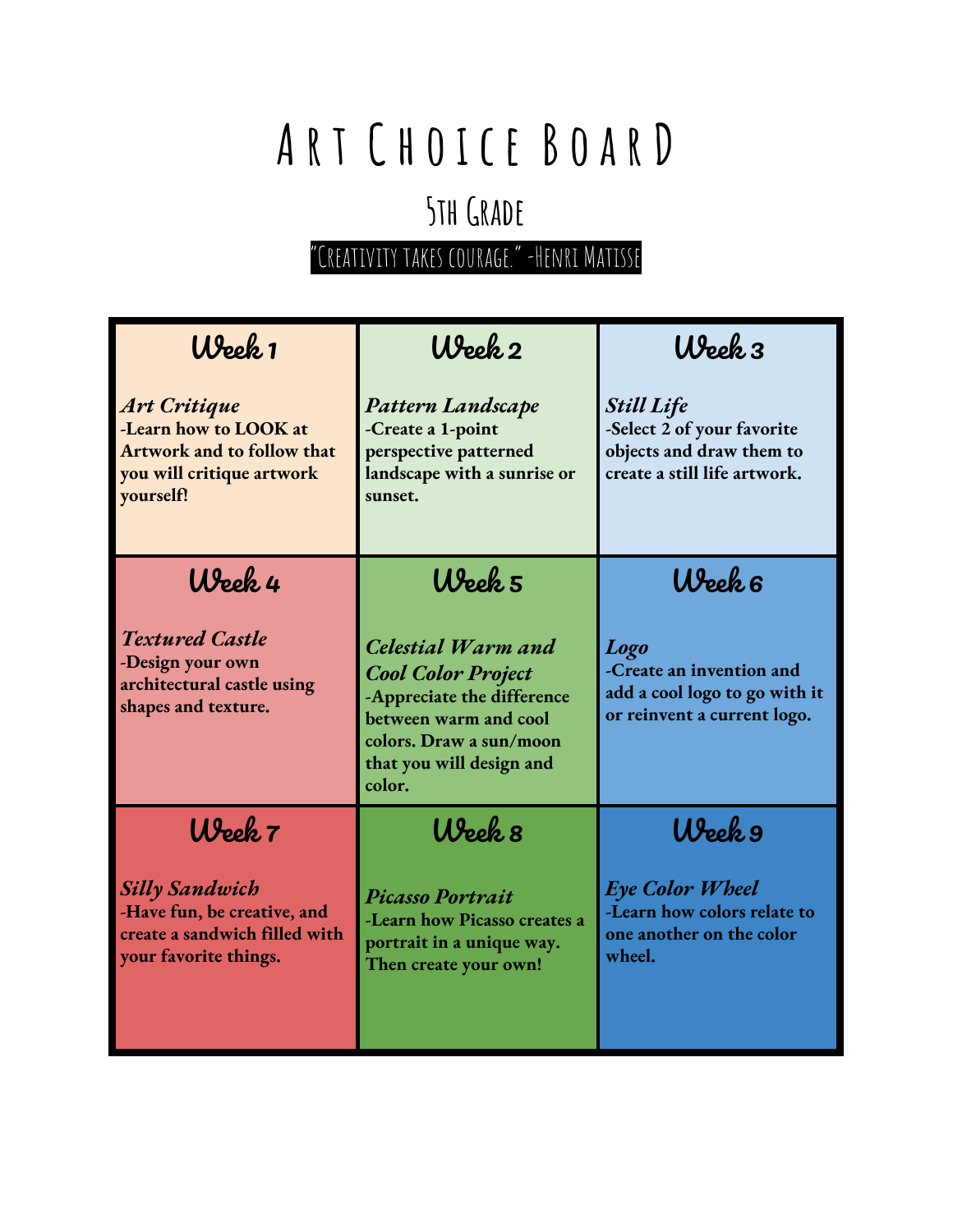# Art Choice Board

## 5th Grade

"Creativity takes courage." -Henri Matisse

| Week 1 | Week 2 | Week 3 |
|---|---|---|
| ***Art Critique***<br>**-Learn how to LOOK at Artwork and to follow that you will critique artwork yourself!** | ***Pattern Landscape***<br>**-Create a 1-point perspective patterned landscape with a sunrise or sunset.** | ***Still Life***<br>**-Select 2 of your favorite objects and draw them to create a still life artwork.** |
| **Week 4** | **Week 5** | **Week 6** |
| ***Textured Castle***<br>**-Design your own architectural castle using shapes and texture.** | ***Celestial Warm and Cool Color Project***<br>**-Appreciate the difference between warm and cool colors. Draw a sun/moon that you will design and color.** | ***Logo***<br>**-Create an invention and add a cool logo to go with it or reinvent a current logo.** |
| **Week 7** | **Week 8** | **Week 9** |
| ***Silly Sandwich***<br>**-Have fun, be creative, and create a sandwich filled with your favorite things.** | ***Picasso Portrait***<br>**-Learn how Picasso creates a portrait in a unique way. Then create your own!** | ***Eye Color Wheel***<br>**-Learn how colors relate to one another on the color wheel.** |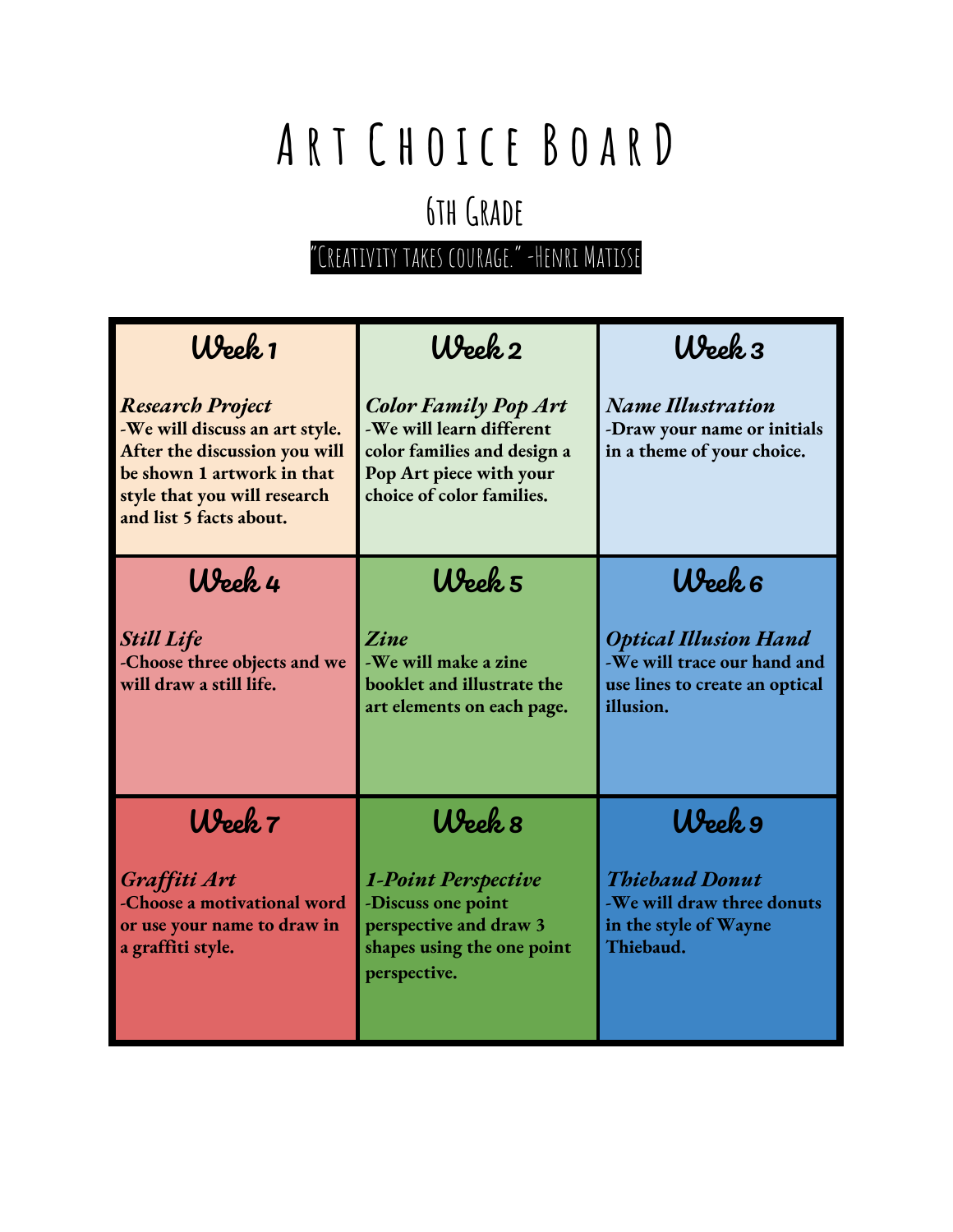# Art Choice Board

## 6th Grade

"Creativity takes courage." -Henri Matisse

| Week 1 | Week 2 | Week 3 |
|---|---|---|
| ***Research Project*** **-We will discuss an art style. After the discussion you will be shown 1 artwork in that style that you will research and list 5 facts about.** | ***Color Family Pop Art*** **-We will learn different color families and design a Pop Art piece with your choice of color families.** | ***Name Illustration*** **-Draw your name or initials in a theme of your choice.** |
| **Week 4** | **Week 5** | **Week 6** |
| ***Still Life*** **-Choose three objects and we will draw a still life.** | ***Zine*** **-We will make a zine booklet and illustrate the art elements on each page.** | ***Optical Illusion Hand*** **-We will trace our hand and use lines to create an optical illusion.** |
| **Week 7** | **Week 8** | **Week 9** |
| ***Graffiti Art*** **-Choose a motivational word or use your name to draw in a graffiti style.** | ***1-Point Perspective*** **-Discuss one point perspective and draw 3 shapes using the one point perspective.** | ***Thiebaud Donut*** **-We will draw three donuts in the style of Wayne Thiebaud.** |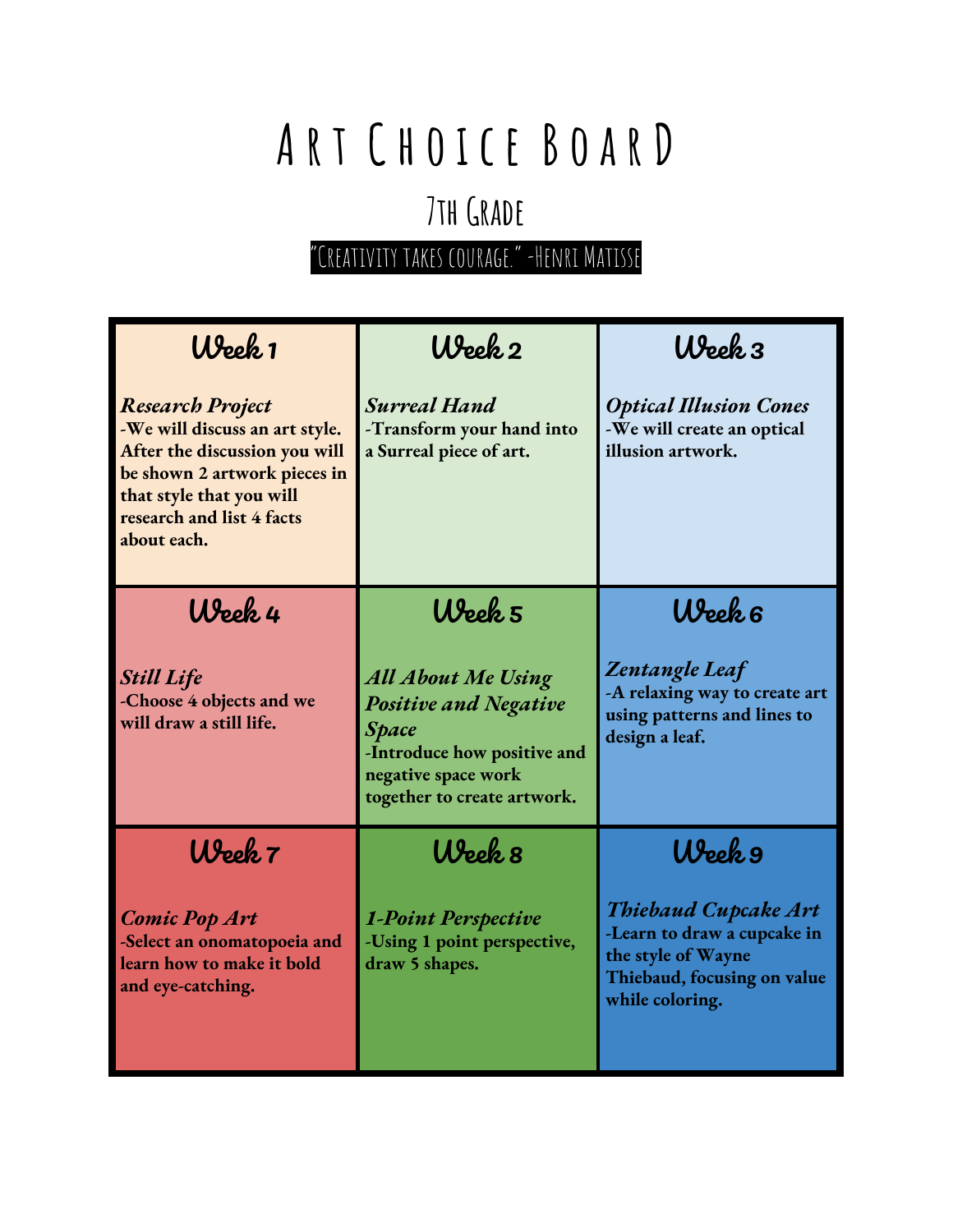# Art Choice Board

## 7th Grade

"Creativity takes courage." -Henri Matisse

| Week 1 | Week 2 | Week 3 |
|---|---|---|
| ***Research Project*** **-We will discuss an art style. After the discussion you will be shown 2 artwork pieces in that style that you will research and list 4 facts about each.** | ***Surreal Hand*** **-Transform your hand into a Surreal piece of art.** | ***Optical Illusion Cones*** **-We will create an optical illusion artwork.** |
| **Week 4** | **Week 5** | **Week 6** |
| ***Still Life*** **-Choose 4 objects and we will draw a still life.** | ***All About Me Using Positive and Negative Space*** **-Introduce how positive and negative space work together to create artwork.** | ***Zentangle Leaf*** **-A relaxing way to create art using patterns and lines to design a leaf.** |
| **Week 7** | **Week 8** | **Week 9** |
| ***Comic Pop Art*** **-Select an onomatopoeia and learn how to make it bold and eye-catching.** | ***1-Point Perspective*** **-Using 1 point perspective, draw 5 shapes.** | ***Thiebaud Cupcake Art*** **-Learn to draw a cupcake in the style of Wayne Thiebaud, focusing on value while coloring.** |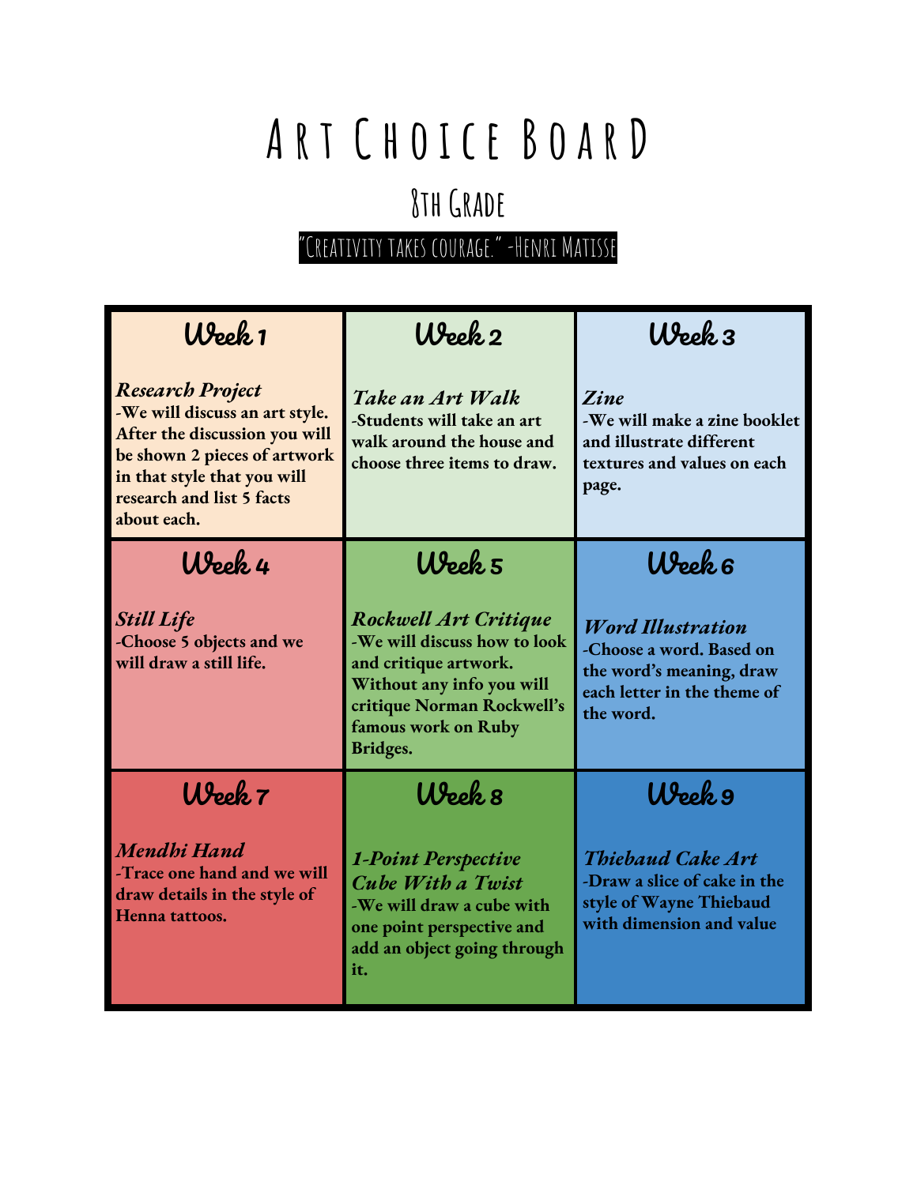# Art Choice Board

## 8th Grade

"Creativity takes courage." -Henri Matisse

| | | |
|---|---|---|
| **Week 1**<br><br>***Research Project***<br>**-We will discuss an art style. After the discussion you will be shown 2 pieces of artwork in that style that you will research and list 5 facts about each.** | **Week 2**<br><br>***Take an Art Walk***<br>**-Students will take an art walk around the house and choose three items to draw.** | **Week 3**<br><br>***Zine***<br>**-We will make a zine booklet and illustrate different textures and values on each page.** |
| **Week 4**<br><br>***Still Life***<br>**-Choose 5 objects and we will draw a still life.** | **Week 5**<br><br>***Rockwell Art Critique***<br>**-We will discuss how to look and critique artwork. Without any info you will critique Norman Rockwell's famous work on Ruby Bridges.** | **Week 6**<br><br>***Word Illustration***<br>**-Choose a word. Based on the word's meaning, draw each letter in the theme of the word.** |
| **Week 7**<br><br>***Mendhi Hand***<br>**-Trace one hand and we will draw details in the style of Henna tattoos.** | **Week 8**<br><br>***1-Point Perspective Cube With a Twist***<br>**-We will draw a cube with one point perspective and add an object going through it.** | **Week 9**<br><br>***Thiebaud Cake Art***<br>**-Draw a slice of cake in the style of Wayne Thiebaud with dimension and value** |